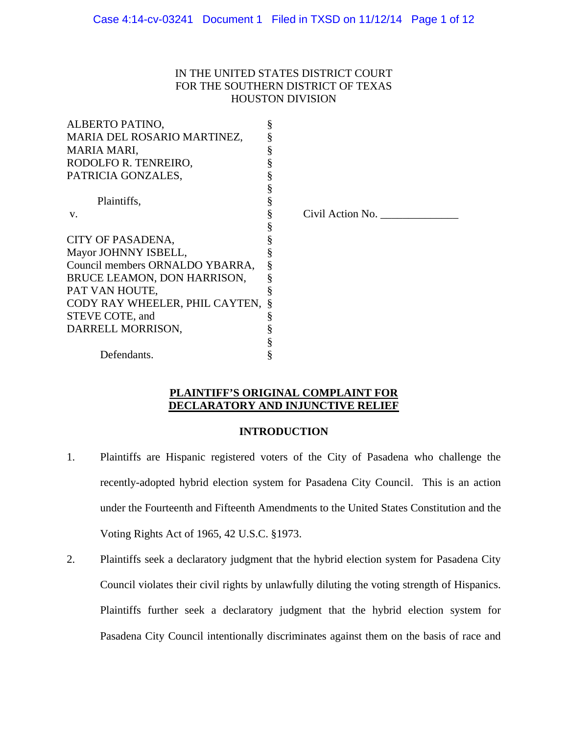IN THE UNITED STATES DISTRICT COURT
FOR THE SOUTHERN DISTRICT OF TEXAS
HOUSTON DIVISION

| | | |
|---|---|---|
| ALBERTO PATINO,<br>MARIA DEL ROSARIO MARTINEZ,<br>MARIA MARI,<br>RODOLFO R. TENREIRO,<br>PATRICIA GONZALES, | § | |
| Plaintiffs, | § | |
| v. | § | Civil Action No. ______________ |
| CITY OF PASADENA,<br>Mayor JOHNNY ISBELL,<br>Council members ORNALDO YBARRA,<br>BRUCE LEAMON, DON HARRISON,<br>PAT VAN HOUTE,<br>CODY RAY WHEELER, PHIL CAYTEN,<br>STEVE COTE, and<br>DARRELL MORRISON, | § | |
| Defendants. | § | |

## PLAINTIFF'S ORIGINAL COMPLAINT FOR DECLARATORY AND INJUNCTIVE RELIEF

### INTRODUCTION

1. Plaintiffs are Hispanic registered voters of the City of Pasadena who challenge the recently-adopted hybrid election system for Pasadena City Council. This is an action under the Fourteenth and Fifteenth Amendments to the United States Constitution and the Voting Rights Act of 1965, 42 U.S.C. §1973.

2. Plaintiffs seek a declaratory judgment that the hybrid election system for Pasadena City Council violates their civil rights by unlawfully diluting the voting strength of Hispanics. Plaintiffs further seek a declaratory judgment that the hybrid election system for Pasadena City Council intentionally discriminates against them on the basis of race and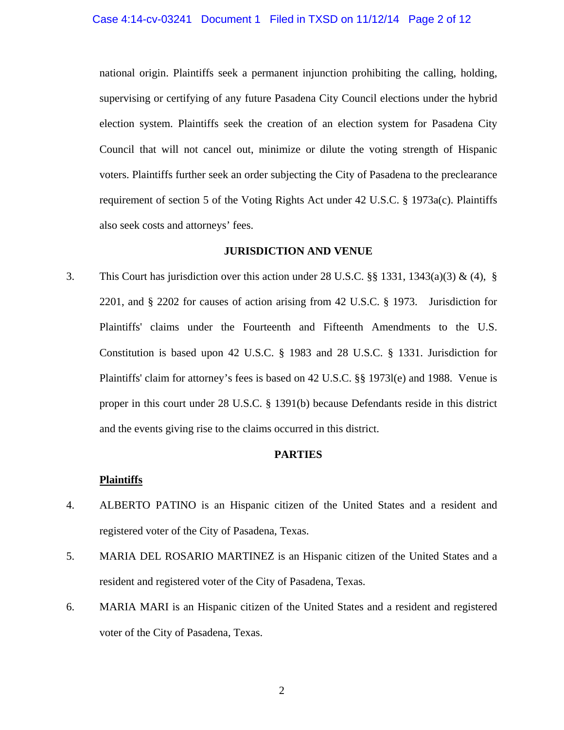national origin. Plaintiffs seek a permanent injunction prohibiting the calling, holding, supervising or certifying of any future Pasadena City Council elections under the hybrid election system. Plaintiffs seek the creation of an election system for Pasadena City Council that will not cancel out, minimize or dilute the voting strength of Hispanic voters. Plaintiffs further seek an order subjecting the City of Pasadena to the preclearance requirement of section 5 of the Voting Rights Act under 42 U.S.C. § 1973a(c). Plaintiffs also seek costs and attorneys' fees.

## JURISDICTION AND VENUE

3. This Court has jurisdiction over this action under 28 U.S.C. §§ 1331, 1343(a)(3) & (4), § 2201, and § 2202 for causes of action arising from 42 U.S.C. § 1973. Jurisdiction for Plaintiffs' claims under the Fourteenth and Fifteenth Amendments to the U.S. Constitution is based upon 42 U.S.C. § 1983 and 28 U.S.C. § 1331. Jurisdiction for Plaintiffs' claim for attorney's fees is based on 42 U.S.C. §§ 1973l(e) and 1988. Venue is proper in this court under 28 U.S.C. § 1391(b) because Defendants reside in this district and the events giving rise to the claims occurred in this district.

## PARTIES

**Plaintiffs**

4. ALBERTO PATINO is an Hispanic citizen of the United States and a resident and registered voter of the City of Pasadena, Texas.

5. MARIA DEL ROSARIO MARTINEZ is an Hispanic citizen of the United States and a resident and registered voter of the City of Pasadena, Texas.

6. MARIA MARI is an Hispanic citizen of the United States and a resident and registered voter of the City of Pasadena, Texas.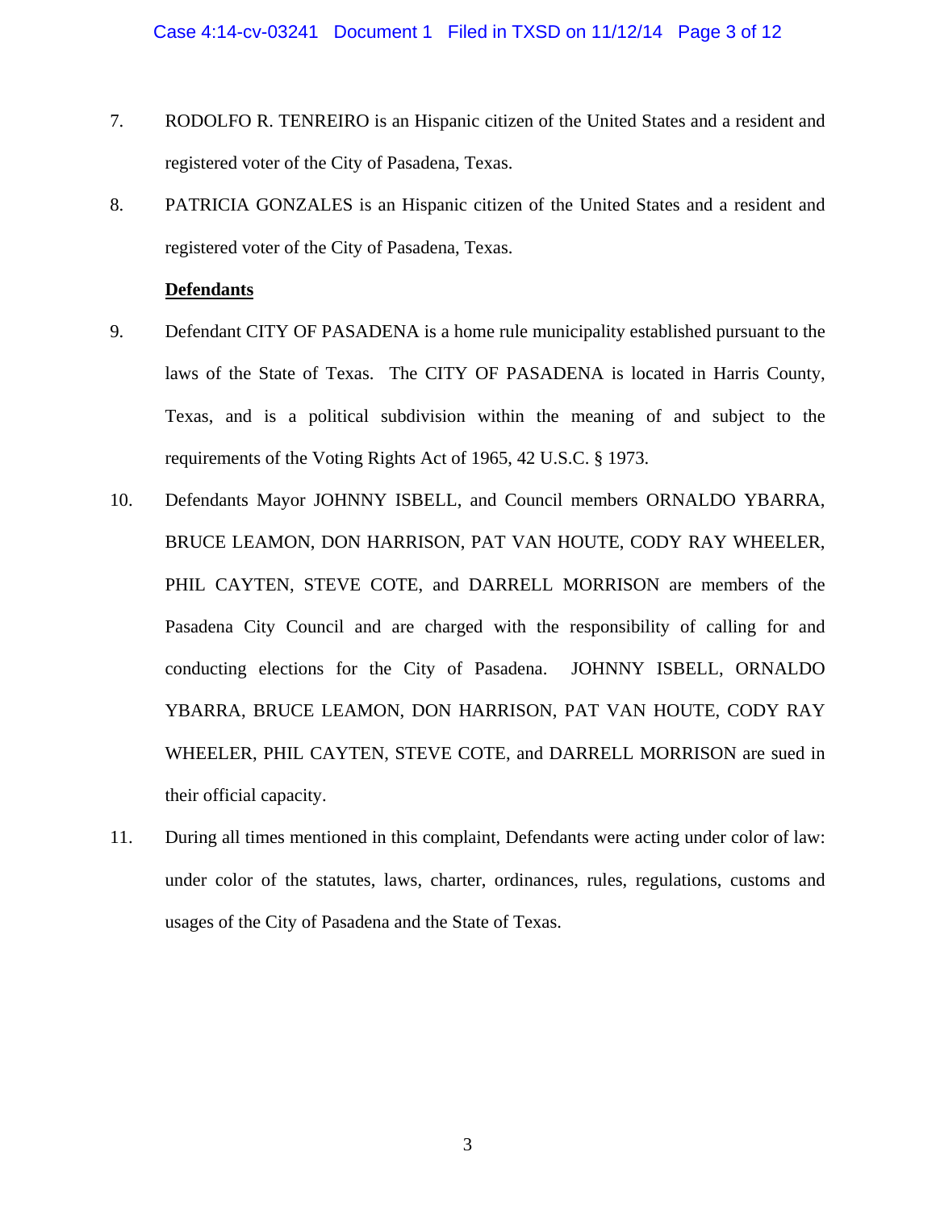7. RODOLFO R. TENREIRO is an Hispanic citizen of the United States and a resident and registered voter of the City of Pasadena, Texas.

8. PATRICIA GONZALES is an Hispanic citizen of the United States and a resident and registered voter of the City of Pasadena, Texas.

**Defendants**

9. Defendant CITY OF PASADENA is a home rule municipality established pursuant to the laws of the State of Texas. The CITY OF PASADENA is located in Harris County, Texas, and is a political subdivision within the meaning of and subject to the requirements of the Voting Rights Act of 1965, 42 U.S.C. § 1973.

10. Defendants Mayor JOHNNY ISBELL, and Council members ORNALDO YBARRA, BRUCE LEAMON, DON HARRISON, PAT VAN HOUTE, CODY RAY WHEELER, PHIL CAYTEN, STEVE COTE, and DARRELL MORRISON are members of the Pasadena City Council and are charged with the responsibility of calling for and conducting elections for the City of Pasadena. JOHNNY ISBELL, ORNALDO YBARRA, BRUCE LEAMON, DON HARRISON, PAT VAN HOUTE, CODY RAY WHEELER, PHIL CAYTEN, STEVE COTE, and DARRELL MORRISON are sued in their official capacity.

11. During all times mentioned in this complaint, Defendants were acting under color of law: under color of the statutes, laws, charter, ordinances, rules, regulations, customs and usages of the City of Pasadena and the State of Texas.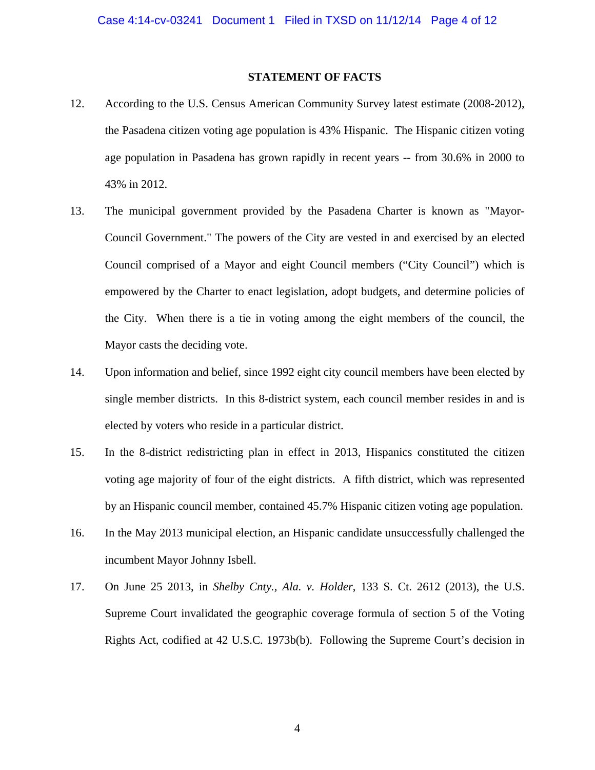## STATEMENT OF FACTS

12. According to the U.S. Census American Community Survey latest estimate (2008-2012), the Pasadena citizen voting age population is 43% Hispanic. The Hispanic citizen voting age population in Pasadena has grown rapidly in recent years -- from 30.6% in 2000 to 43% in 2012.

13. The municipal government provided by the Pasadena Charter is known as "Mayor-Council Government." The powers of the City are vested in and exercised by an elected Council comprised of a Mayor and eight Council members ("City Council") which is empowered by the Charter to enact legislation, adopt budgets, and determine policies of the City. When there is a tie in voting among the eight members of the council, the Mayor casts the deciding vote.

14. Upon information and belief, since 1992 eight city council members have been elected by single member districts. In this 8-district system, each council member resides in and is elected by voters who reside in a particular district.

15. In the 8-district redistricting plan in effect in 2013, Hispanics constituted the citizen voting age majority of four of the eight districts. A fifth district, which was represented by an Hispanic council member, contained 45.7% Hispanic citizen voting age population.

16. In the May 2013 municipal election, an Hispanic candidate unsuccessfully challenged the incumbent Mayor Johnny Isbell.

17. On June 25 2013, in *Shelby Cnty., Ala. v. Holder*, 133 S. Ct. 2612 (2013), the U.S. Supreme Court invalidated the geographic coverage formula of section 5 of the Voting Rights Act, codified at 42 U.S.C. 1973b(b). Following the Supreme Court's decision in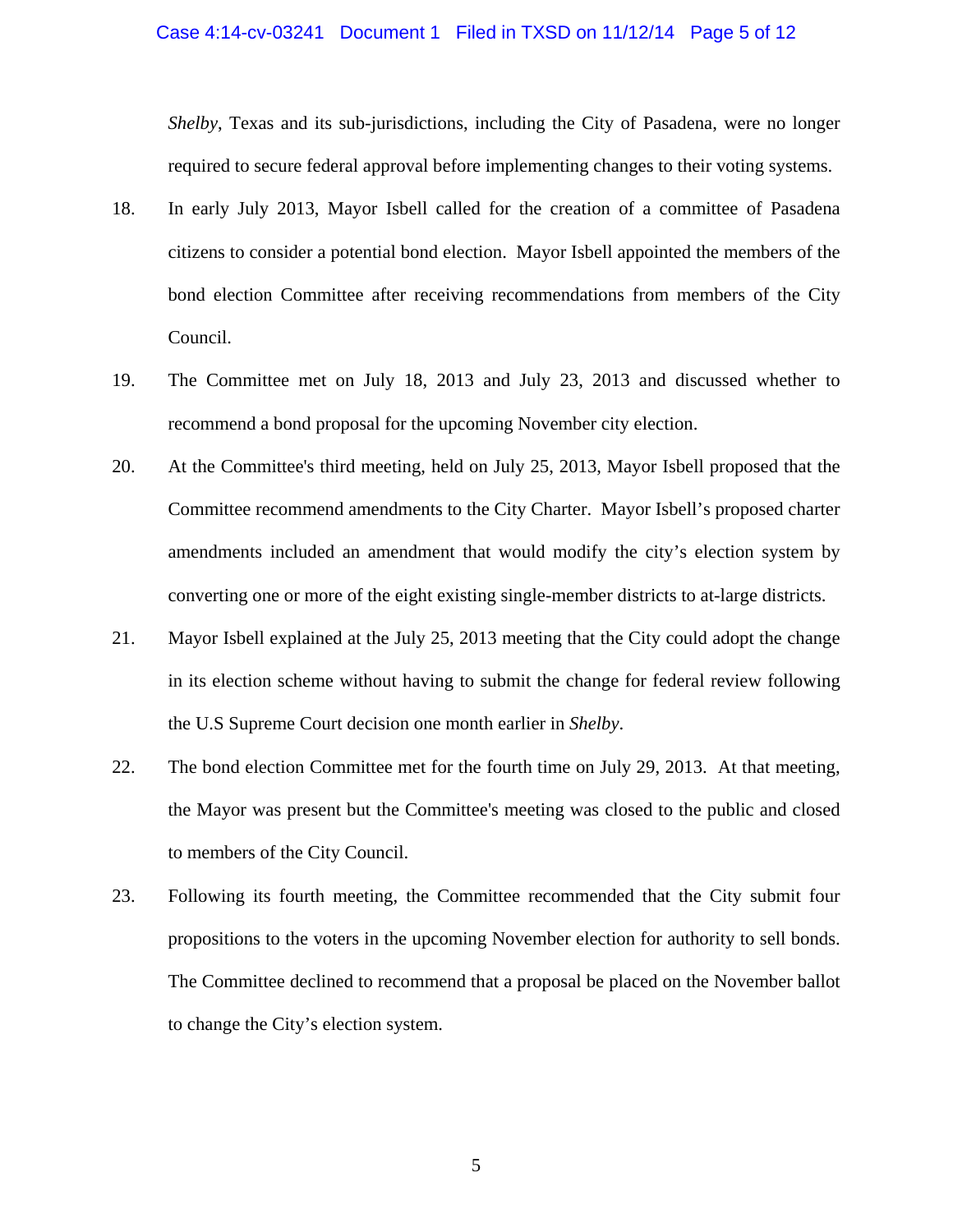*Shelby*, Texas and its sub-jurisdictions, including the City of Pasadena, were no longer required to secure federal approval before implementing changes to their voting systems.

18. In early July 2013, Mayor Isbell called for the creation of a committee of Pasadena citizens to consider a potential bond election. Mayor Isbell appointed the members of the bond election Committee after receiving recommendations from members of the City Council.

19. The Committee met on July 18, 2013 and July 23, 2013 and discussed whether to recommend a bond proposal for the upcoming November city election.

20. At the Committee's third meeting, held on July 25, 2013, Mayor Isbell proposed that the Committee recommend amendments to the City Charter. Mayor Isbell's proposed charter amendments included an amendment that would modify the city's election system by converting one or more of the eight existing single-member districts to at-large districts.

21. Mayor Isbell explained at the July 25, 2013 meeting that the City could adopt the change in its election scheme without having to submit the change for federal review following the U.S Supreme Court decision one month earlier in *Shelby*.

22. The bond election Committee met for the fourth time on July 29, 2013. At that meeting, the Mayor was present but the Committee's meeting was closed to the public and closed to members of the City Council.

23. Following its fourth meeting, the Committee recommended that the City submit four propositions to the voters in the upcoming November election for authority to sell bonds. The Committee declined to recommend that a proposal be placed on the November ballot to change the City's election system.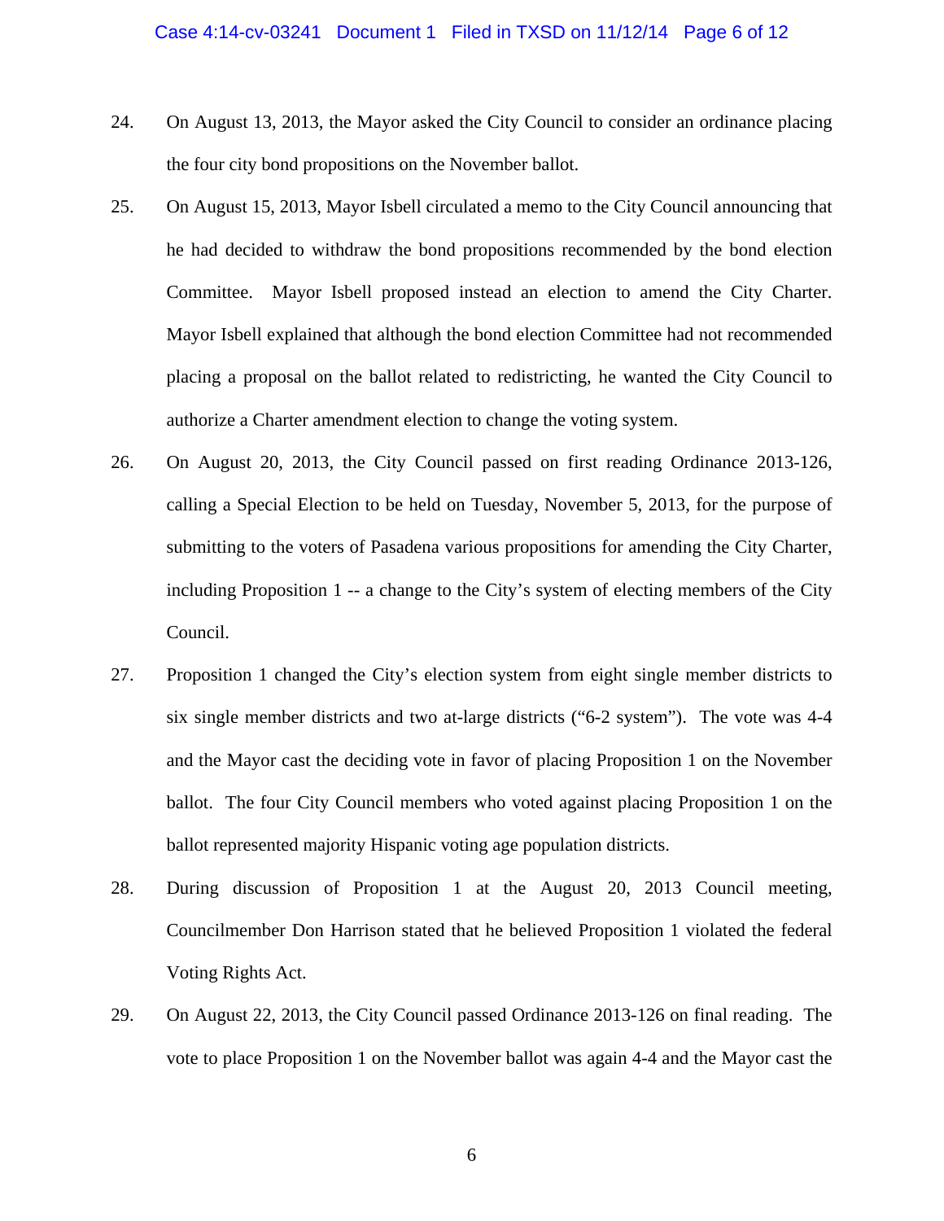24. On August 13, 2013, the Mayor asked the City Council to consider an ordinance placing the four city bond propositions on the November ballot.

25. On August 15, 2013, Mayor Isbell circulated a memo to the City Council announcing that he had decided to withdraw the bond propositions recommended by the bond election Committee. Mayor Isbell proposed instead an election to amend the City Charter. Mayor Isbell explained that although the bond election Committee had not recommended placing a proposal on the ballot related to redistricting, he wanted the City Council to authorize a Charter amendment election to change the voting system.

26. On August 20, 2013, the City Council passed on first reading Ordinance 2013-126, calling a Special Election to be held on Tuesday, November 5, 2013, for the purpose of submitting to the voters of Pasadena various propositions for amending the City Charter, including Proposition 1 -- a change to the City's system of electing members of the City Council.

27. Proposition 1 changed the City's election system from eight single member districts to six single member districts and two at-large districts ("6-2 system"). The vote was 4-4 and the Mayor cast the deciding vote in favor of placing Proposition 1 on the November ballot. The four City Council members who voted against placing Proposition 1 on the ballot represented majority Hispanic voting age population districts.

28. During discussion of Proposition 1 at the August 20, 2013 Council meeting, Councilmember Don Harrison stated that he believed Proposition 1 violated the federal Voting Rights Act.

29. On August 22, 2013, the City Council passed Ordinance 2013-126 on final reading. The vote to place Proposition 1 on the November ballot was again 4-4 and the Mayor cast the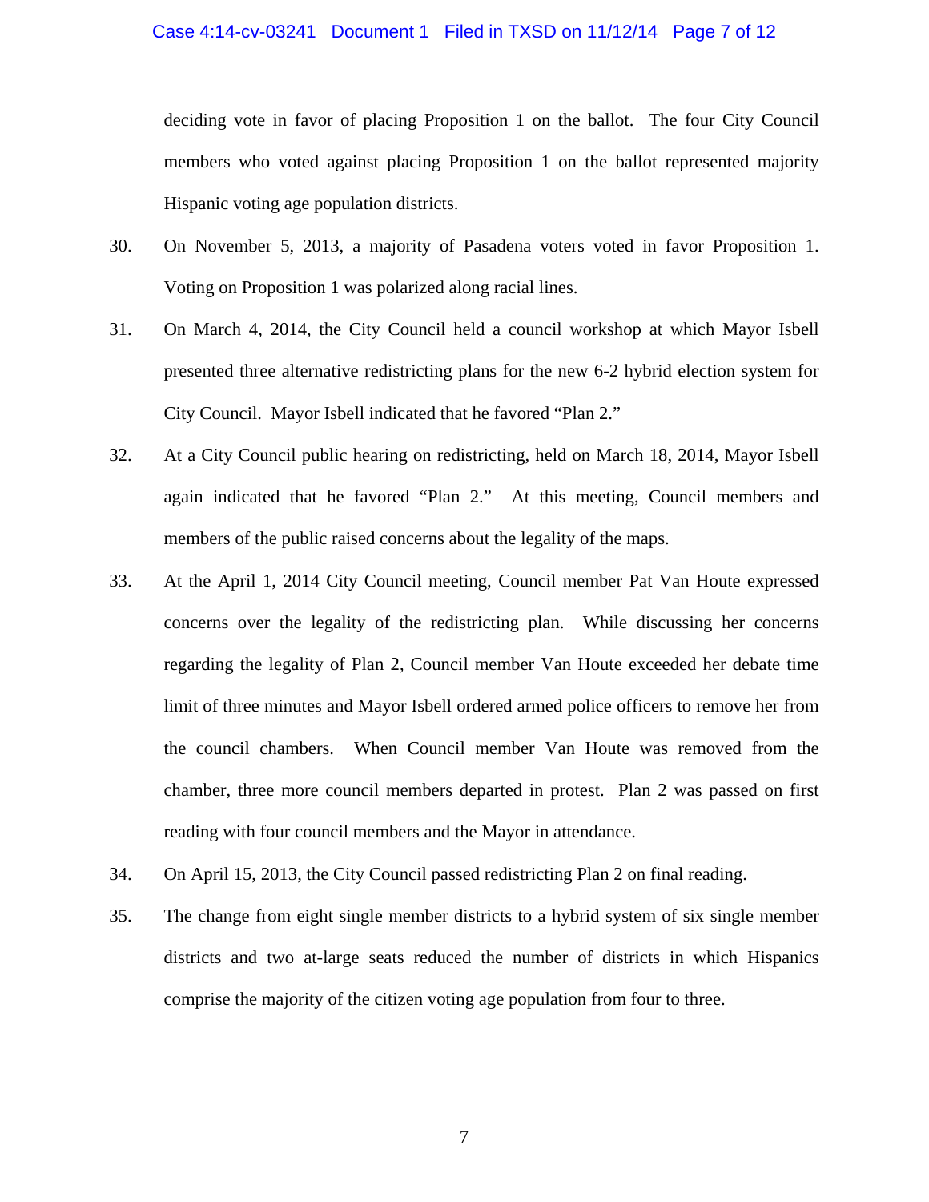deciding vote in favor of placing Proposition 1 on the ballot. The four City Council members who voted against placing Proposition 1 on the ballot represented majority Hispanic voting age population districts.

30. On November 5, 2013, a majority of Pasadena voters voted in favor Proposition 1. Voting on Proposition 1 was polarized along racial lines.

31. On March 4, 2014, the City Council held a council workshop at which Mayor Isbell presented three alternative redistricting plans for the new 6-2 hybrid election system for City Council. Mayor Isbell indicated that he favored "Plan 2."

32. At a City Council public hearing on redistricting, held on March 18, 2014, Mayor Isbell again indicated that he favored "Plan 2." At this meeting, Council members and members of the public raised concerns about the legality of the maps.

33. At the April 1, 2014 City Council meeting, Council member Pat Van Houte expressed concerns over the legality of the redistricting plan. While discussing her concerns regarding the legality of Plan 2, Council member Van Houte exceeded her debate time limit of three minutes and Mayor Isbell ordered armed police officers to remove her from the council chambers. When Council member Van Houte was removed from the chamber, three more council members departed in protest. Plan 2 was passed on first reading with four council members and the Mayor in attendance.

34. On April 15, 2013, the City Council passed redistricting Plan 2 on final reading.

35. The change from eight single member districts to a hybrid system of six single member districts and two at-large seats reduced the number of districts in which Hispanics comprise the majority of the citizen voting age population from four to three.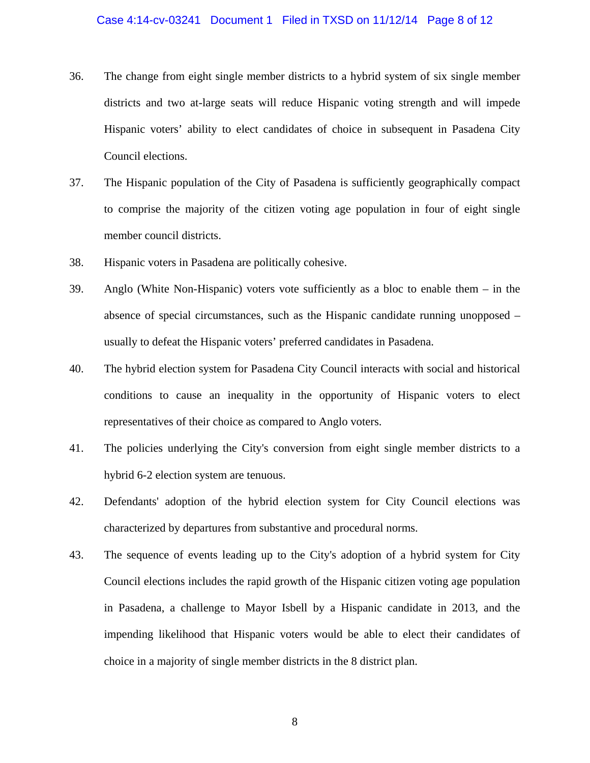36. The change from eight single member districts to a hybrid system of six single member districts and two at-large seats will reduce Hispanic voting strength and will impede Hispanic voters' ability to elect candidates of choice in subsequent in Pasadena City Council elections.

37. The Hispanic population of the City of Pasadena is sufficiently geographically compact to comprise the majority of the citizen voting age population in four of eight single member council districts.

38. Hispanic voters in Pasadena are politically cohesive.

39. Anglo (White Non-Hispanic) voters vote sufficiently as a bloc to enable them – in the absence of special circumstances, such as the Hispanic candidate running unopposed – usually to defeat the Hispanic voters' preferred candidates in Pasadena.

40. The hybrid election system for Pasadena City Council interacts with social and historical conditions to cause an inequality in the opportunity of Hispanic voters to elect representatives of their choice as compared to Anglo voters.

41. The policies underlying the City's conversion from eight single member districts to a hybrid 6-2 election system are tenuous.

42. Defendants' adoption of the hybrid election system for City Council elections was characterized by departures from substantive and procedural norms.

43. The sequence of events leading up to the City's adoption of a hybrid system for City Council elections includes the rapid growth of the Hispanic citizen voting age population in Pasadena, a challenge to Mayor Isbell by a Hispanic candidate in 2013, and the impending likelihood that Hispanic voters would be able to elect their candidates of choice in a majority of single member districts in the 8 district plan.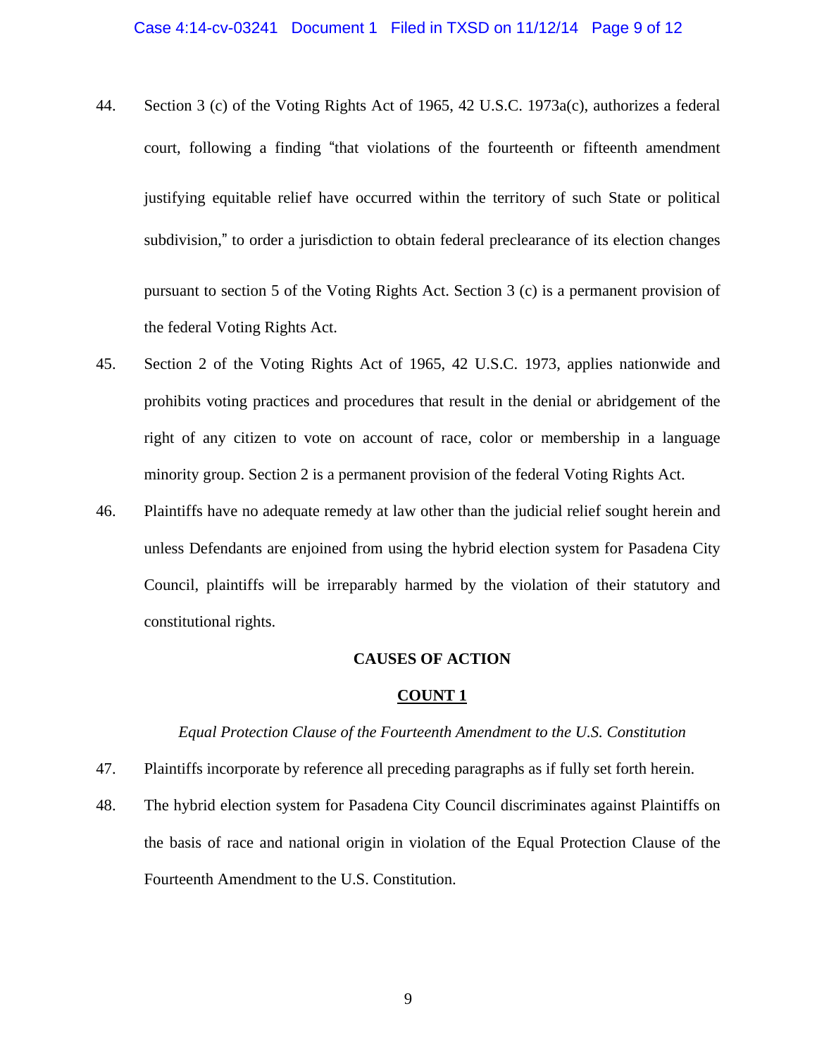44. Section 3 (c) of the Voting Rights Act of 1965, 42 U.S.C. 1973a(c), authorizes a federal court, following a finding "that violations of the fourteenth or fifteenth amendment justifying equitable relief have occurred within the territory of such State or political subdivision," to order a jurisdiction to obtain federal preclearance of its election changes pursuant to section 5 of the Voting Rights Act. Section 3 (c) is a permanent provision of the federal Voting Rights Act.

45. Section 2 of the Voting Rights Act of 1965, 42 U.S.C. 1973, applies nationwide and prohibits voting practices and procedures that result in the denial or abridgement of the right of any citizen to vote on account of race, color or membership in a language minority group. Section 2 is a permanent provision of the federal Voting Rights Act.

46. Plaintiffs have no adequate remedy at law other than the judicial relief sought herein and unless Defendants are enjoined from using the hybrid election system for Pasadena City Council, plaintiffs will be irreparably harmed by the violation of their statutory and constitutional rights.

**CAUSES OF ACTION**

**COUNT 1**

*Equal Protection Clause of the Fourteenth Amendment to the U.S. Constitution*

47. Plaintiffs incorporate by reference all preceding paragraphs as if fully set forth herein.

48. The hybrid election system for Pasadena City Council discriminates against Plaintiffs on the basis of race and national origin in violation of the Equal Protection Clause of the Fourteenth Amendment to the U.S. Constitution.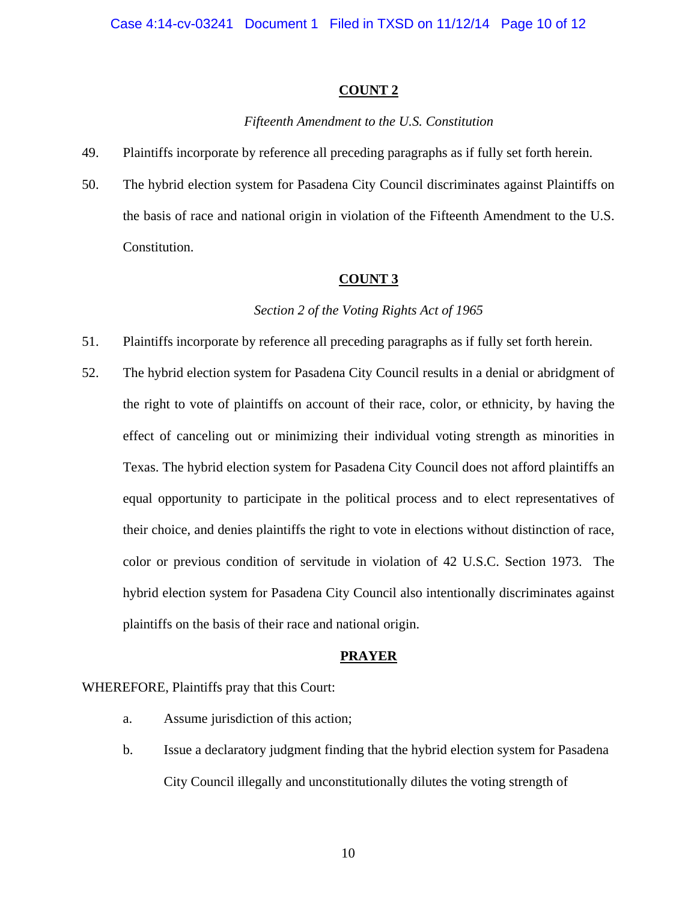**COUNT 2**

*Fifteenth Amendment to the U.S. Constitution*

49. Plaintiffs incorporate by reference all preceding paragraphs as if fully set forth herein.

50. The hybrid election system for Pasadena City Council discriminates against Plaintiffs on the basis of race and national origin in violation of the Fifteenth Amendment to the U.S. Constitution.

**COUNT 3**

*Section 2 of the Voting Rights Act of 1965*

51. Plaintiffs incorporate by reference all preceding paragraphs as if fully set forth herein.

52. The hybrid election system for Pasadena City Council results in a denial or abridgment of the right to vote of plaintiffs on account of their race, color, or ethnicity, by having the effect of canceling out or minimizing their individual voting strength as minorities in Texas. The hybrid election system for Pasadena City Council does not afford plaintiffs an equal opportunity to participate in the political process and to elect representatives of their choice, and denies plaintiffs the right to vote in elections without distinction of race, color or previous condition of servitude in violation of 42 U.S.C. Section 1973. The hybrid election system for Pasadena City Council also intentionally discriminates against plaintiffs on the basis of their race and national origin.

**PRAYER**

WHEREFORE, Plaintiffs pray that this Court:

a. Assume jurisdiction of this action;

b. Issue a declaratory judgment finding that the hybrid election system for Pasadena City Council illegally and unconstitutionally dilutes the voting strength of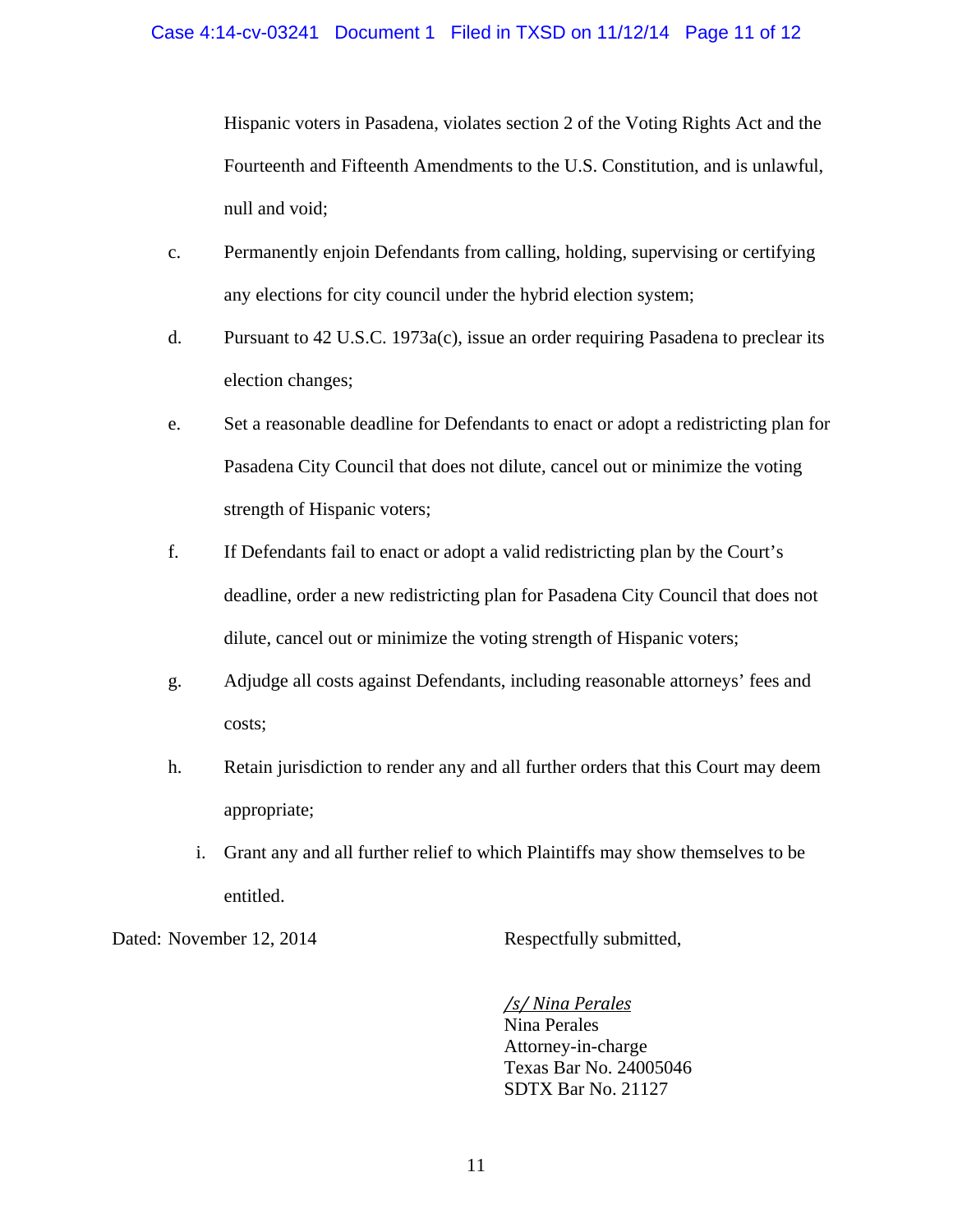Hispanic voters in Pasadena, violates section 2 of the Voting Rights Act and the Fourteenth and Fifteenth Amendments to the U.S. Constitution, and is unlawful, null and void;

c. Permanently enjoin Defendants from calling, holding, supervising or certifying any elections for city council under the hybrid election system;

d. Pursuant to 42 U.S.C. 1973a(c), issue an order requiring Pasadena to preclear its election changes;

e. Set a reasonable deadline for Defendants to enact or adopt a redistricting plan for Pasadena City Council that does not dilute, cancel out or minimize the voting strength of Hispanic voters;

f. If Defendants fail to enact or adopt a valid redistricting plan by the Court's deadline, order a new redistricting plan for Pasadena City Council that does not dilute, cancel out or minimize the voting strength of Hispanic voters;

g. Adjudge all costs against Defendants, including reasonable attorneys' fees and costs;

h. Retain jurisdiction to render any and all further orders that this Court may deem appropriate;

i. Grant any and all further relief to which Plaintiffs may show themselves to be entitled.

Dated: November 12, 2014

Respectfully submitted,

*/s/ Nina Perales*
Nina Perales
Attorney-in-charge
Texas Bar No. 24005046
SDTX Bar No. 21127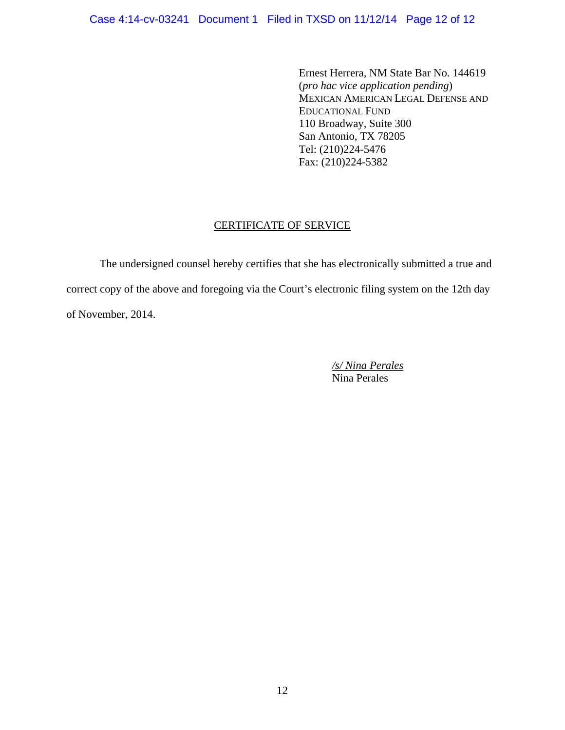Ernest Herrera, NM State Bar No. 144619
(*pro hac vice application pending*)
MEXICAN AMERICAN LEGAL DEFENSE AND
EDUCATIONAL FUND
110 Broadway, Suite 300
San Antonio, TX 78205
Tel: (210)224-5476
Fax: (210)224-5382

## CERTIFICATE OF SERVICE

The undersigned counsel hereby certifies that she has electronically submitted a true and correct copy of the above and foregoing via the Court's electronic filing system on the 12th day of November, 2014.

*/s/ Nina Perales*
Nina Perales